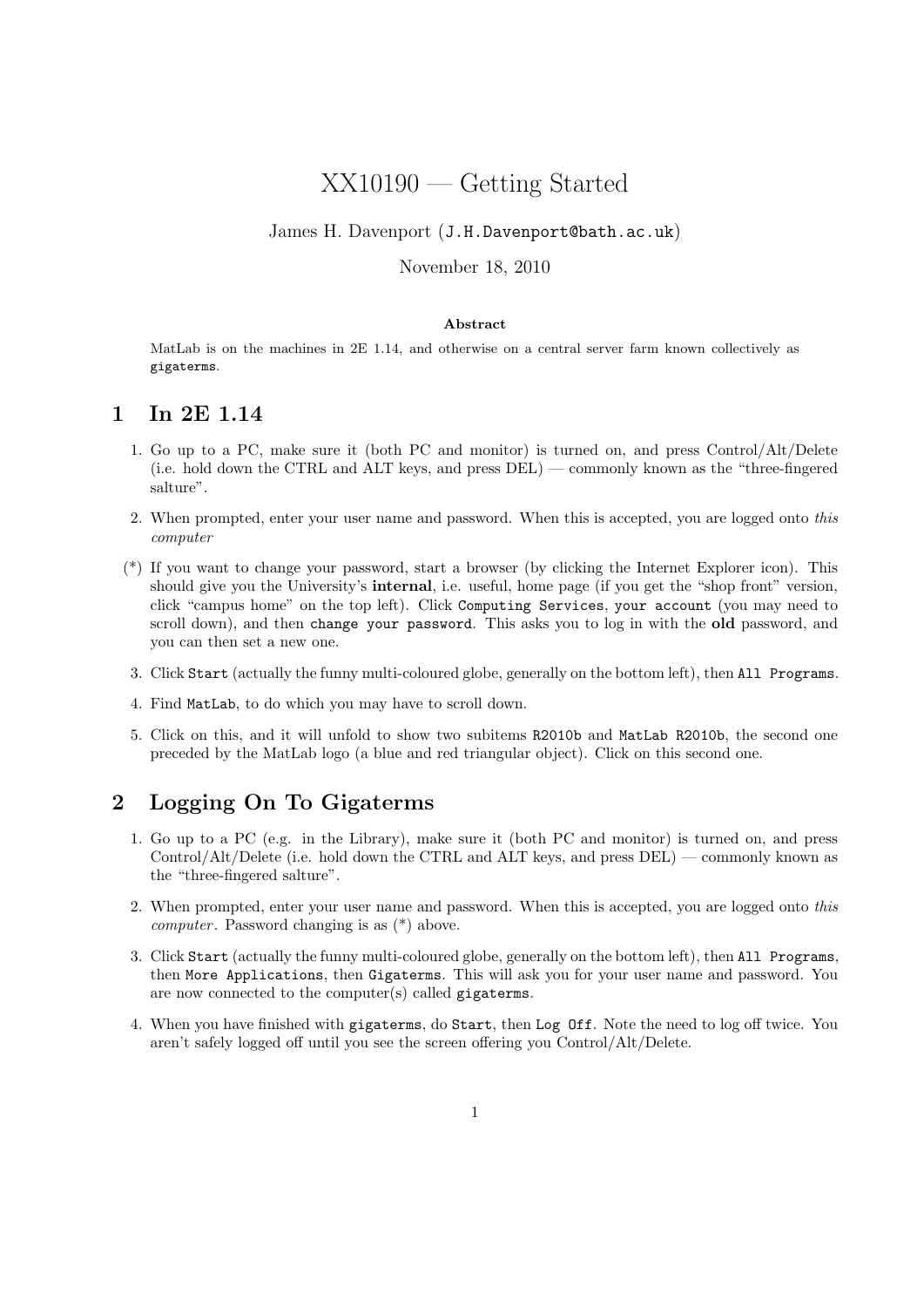# XX10190 — Getting Started

James H. Davenport (`J.H.Davenport@bath.ac.uk`)

November 18, 2010

**Abstract**

MatLab is on the machines in 2E 1.14, and otherwise on a central server farm known collectively as `gigaterms`.

## 1 In 2E 1.14

1. Go up to a PC, make sure it (both PC and monitor) is turned on, and press Control/Alt/Delete (i.e. hold down the CTRL and ALT keys, and press DEL) — commonly known as the "three-fingered salture".

2. When prompted, enter your user name and password. When this is accepted, you are logged onto *this computer*

(*) If you want to change your password, start a browser (by clicking the Internet Explorer icon). This should give you the University's **internal**, i.e. useful, home page (if you get the "shop front" version, click "campus home" on the top left). Click `Computing Services`, `your account` (you may need to scroll down), and then `change your password`. This asks you to log in with the **old** password, and you can then set a new one.

3. Click `Start` (actually the funny multi-coloured globe, generally on the bottom left), then `All Programs`.

4. Find `MatLab`, to do which you may have to scroll down.

5. Click on this, and it will unfold to show two subitems `R2010b` and `MatLab R2010b`, the second one preceded by the MatLab logo (a blue and red triangular object). Click on this second one.

## 2 Logging On To Gigaterms

1. Go up to a PC (e.g. in the Library), make sure it (both PC and monitor) is turned on, and press Control/Alt/Delete (i.e. hold down the CTRL and ALT keys, and press DEL) — commonly known as the "three-fingered salture".

2. When prompted, enter your user name and password. When this is accepted, you are logged onto *this computer*. Password changing is as (*) above.

3. Click `Start` (actually the funny multi-coloured globe, generally on the bottom left), then `All Programs`, then `More Applications`, then `Gigaterms`. This will ask you for your user name and password. You are now connected to the computer(s) called `gigaterms`.

4. When you have finished with `gigaterms`, do `Start`, then `Log Off`. Note the need to log off twice. You aren't safely logged off until you see the screen offering you Control/Alt/Delete.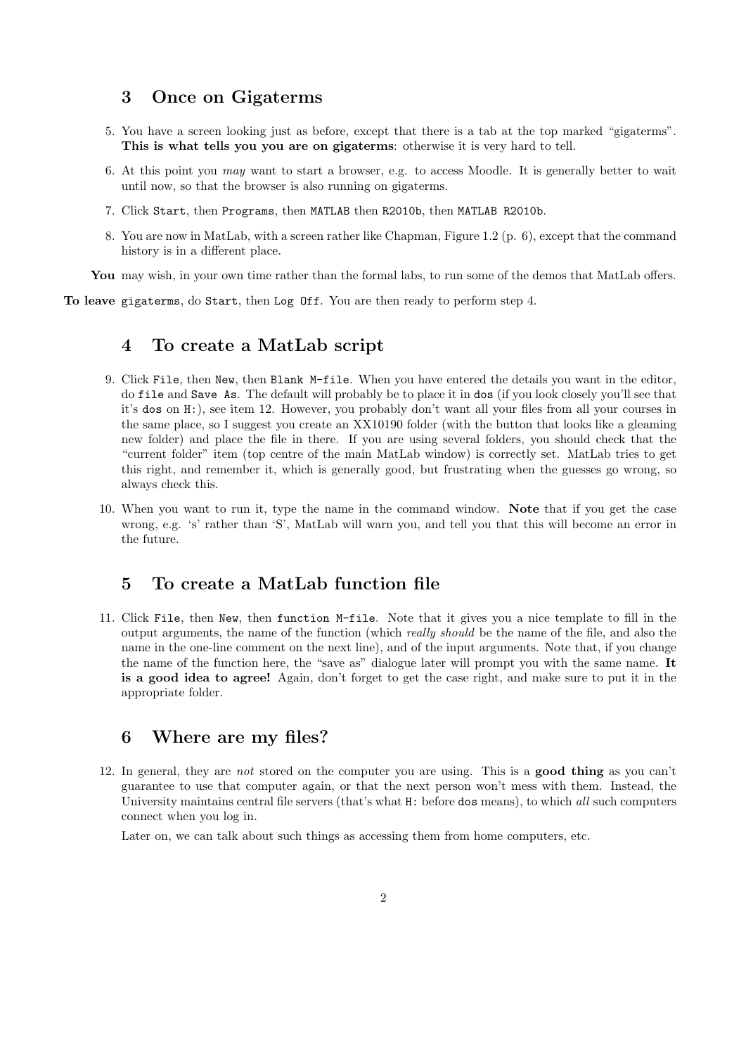## 3 Once on Gigaterms

5. You have a screen looking just as before, except that there is a tab at the top marked "gigaterms". **This is what tells you you are on gigaterms**: otherwise it is very hard to tell.
6. At this point you *may* want to start a browser, e.g. to access Moodle. It is generally better to wait until now, so that the browser is also running on gigaterms.
7. Click `Start`, then `Programs`, then `MATLAB` then `R2010b`, then `MATLAB R2010b`.
8. You are now in MatLab, with a screen rather like Chapman, Figure 1.2 (p. 6), except that the command history is in a different place.

**You** may wish, in your own time rather than the formal labs, to run some of the demos that MatLab offers.

**To leave** `gigaterms`, do `Start`, then `Log Off`. You are then ready to perform step 4.

## 4 To create a MatLab script

9. Click `File`, then `New`, then `Blank M-file`. When you have entered the details you want in the editor, do `file` and `Save As`. The default will probably be to place it in `dos` (if you look closely you'll see that it's `dos` on `H:`), see item 12. However, you probably don't want all your files from all your courses in the same place, so I suggest you create an XX10190 folder (with the button that looks like a gleaming new folder) and place the file in there. If you are using several folders, you should check that the "current folder" item (top centre of the main MatLab window) is correctly set. MatLab tries to get this right, and remember it, which is generally good, but frustrating when the guesses go wrong, so always check this.
10. When you want to run it, type the name in the command window. **Note** that if you get the case wrong, e.g. 's' rather than 'S', MatLab will warn you, and tell you that this will become an error in the future.

## 5 To create a MatLab function file

11. Click `File`, then `New`, then `function M-file`. Note that it gives you a nice template to fill in the output arguments, the name of the function (which *really should* be the name of the file, and also the name in the one-line comment on the next line), and of the input arguments. Note that, if you change the name of the function here, the "save as" dialogue later will prompt you with the same name. **It is a good idea to agree!** Again, don't forget to get the case right, and make sure to put it in the appropriate folder.

## 6 Where are my files?

12. In general, they are *not* stored on the computer you are using. This is a **good thing** as you can't guarantee to use that computer again, or that the next person won't mess with them. Instead, the University maintains central file servers (that's what `H:` before `dos` means), to which *all* such computers connect when you log in.

    Later on, we can talk about such things as accessing them from home computers, etc.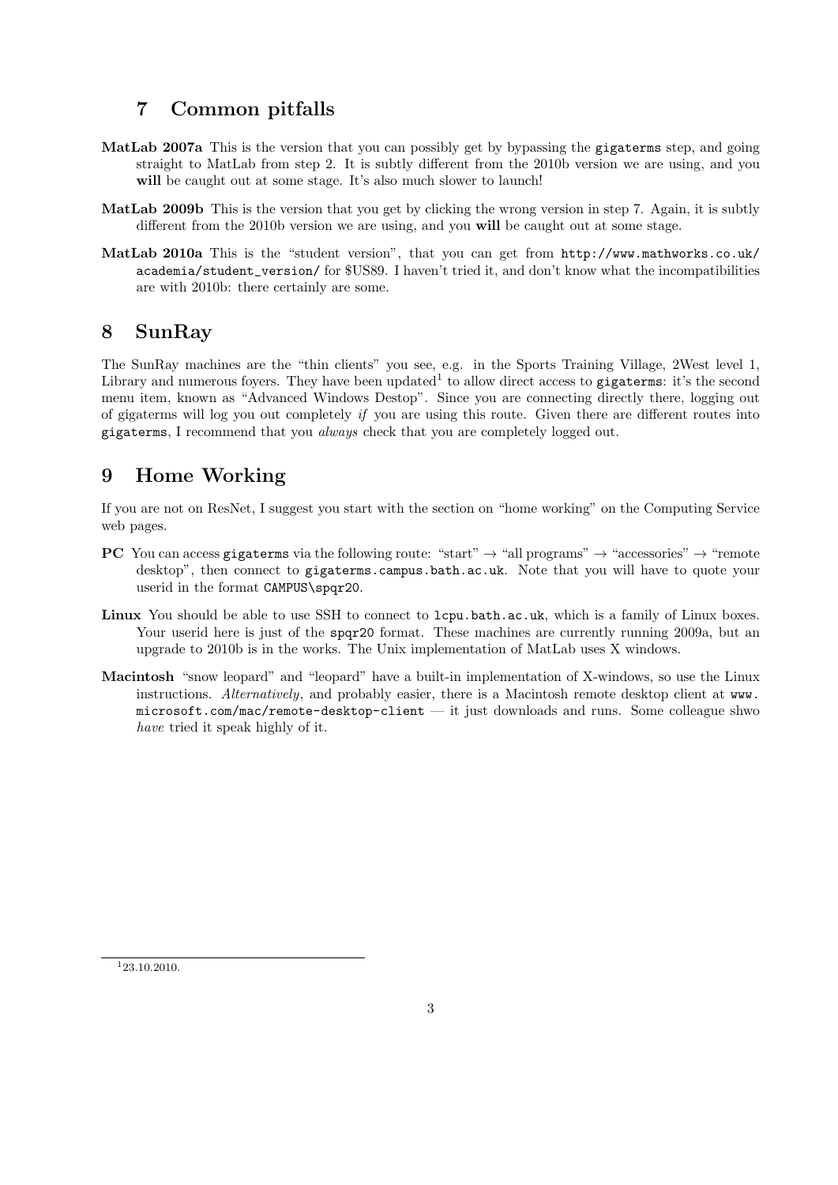## 7 Common pitfalls

**MatLab 2007a** This is the version that you can possibly get by bypassing the gigaterms step, and going straight to MatLab from step 2. It is subtly different from the 2010b version we are using, and you **will** be caught out at some stage. It's also much slower to launch!

**MatLab 2009b** This is the version that you get by clicking the wrong version in step 7. Again, it is subtly different from the 2010b version we are using, and you **will** be caught out at some stage.

**MatLab 2010a** This is the "student version", that you can get from http://www.mathworks.co.uk/academia/student_version/ for $US89. I haven't tried it, and don't know what the incompatibilities are with 2010b: there certainly are some.

## 8 SunRay

The SunRay machines are the "thin clients" you see, e.g. in the Sports Training Village, 2West level 1, Library and numerous foyers. They have been updated[1] to allow direct access to gigaterms: it's the second menu item, known as "Advanced Windows Destop". Since you are connecting directly there, logging out of gigaterms will log you out completely *if* you are using this route. Given there are different routes into gigaterms, I recommend that you *always* check that you are completely logged out.

## 9 Home Working

If you are not on ResNet, I suggest you start with the section on "home working" on the Computing Service web pages.

**PC** You can access gigaterms via the following route: "start" → "all programs" → "accessories" → "remote desktop", then connect to gigaterms.campus.bath.ac.uk. Note that you will have to quote your userid in the format CAMPUS\spqr20.

**Linux** You should be able to use SSH to connect to lcpu.bath.ac.uk, which is a family of Linux boxes. Your userid here is just of the spqr20 format. These machines are currently running 2009a, but an upgrade to 2010b is in the works. The Unix implementation of MatLab uses X windows.

**Macintosh** "snow leopard" and "leopard" have a built-in implementation of X-windows, so use the Linux instructions. *Alternatively*, and probably easier, there is a Macintosh remote desktop client at www.microsoft.com/mac/remote-desktop-client — it just downloads and runs. Some colleague shwo *have* tried it speak highly of it.

[1] 23.10.2010.